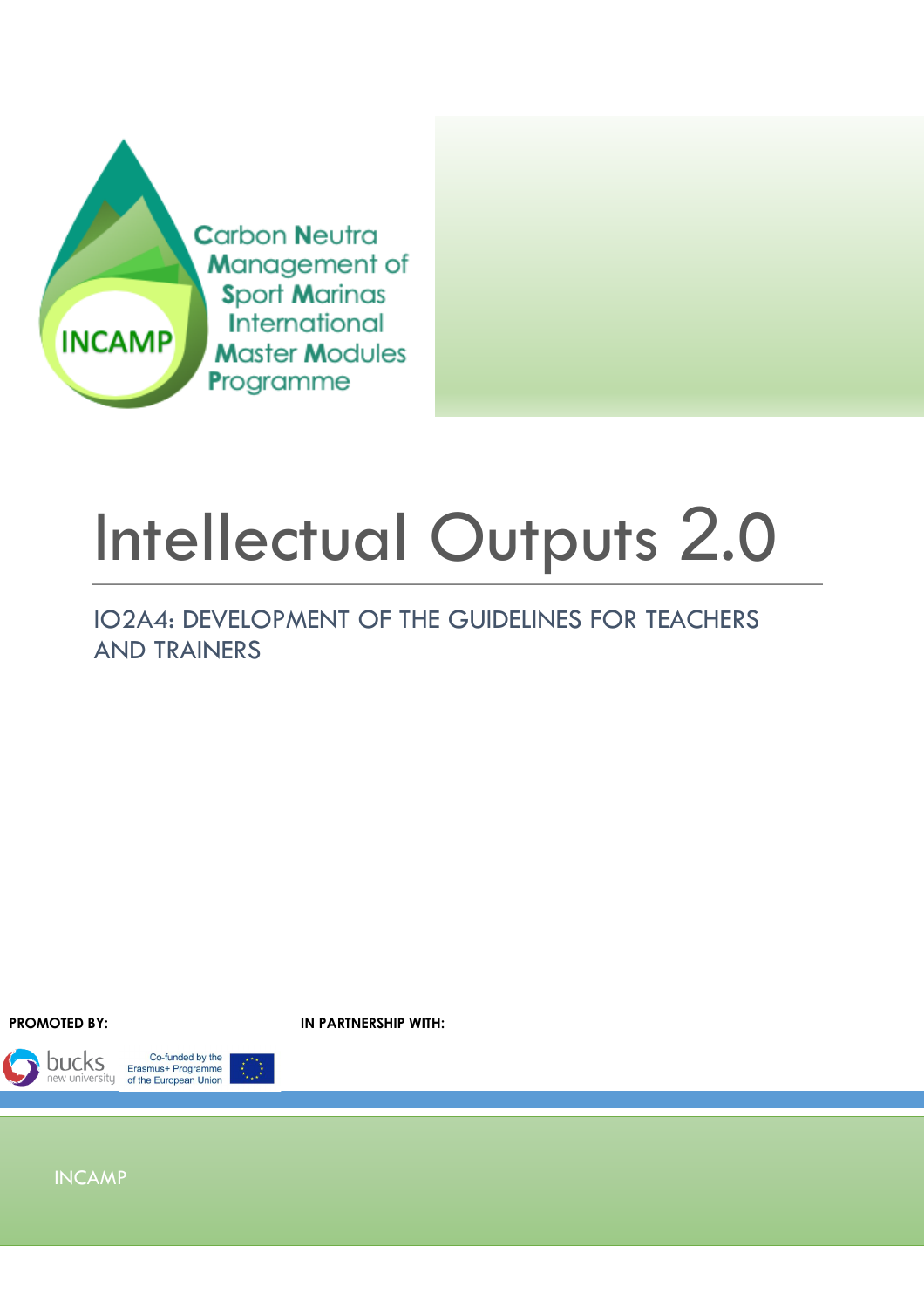INCAMP

Carbon Neutra Management of Sport Marinas International Master Modules Programme

# Intellectual Outputs 2.0

## IO2A4: DEVELOPMENT OF THE GUIDELINES FOR TEACHERS AND TRAINERS

**PROMOTED BY:**

bucks new university

Co-funded by the Erasmus+ Programme of the European Union

**IN PARTNERSHIP WITH:**

INCAMP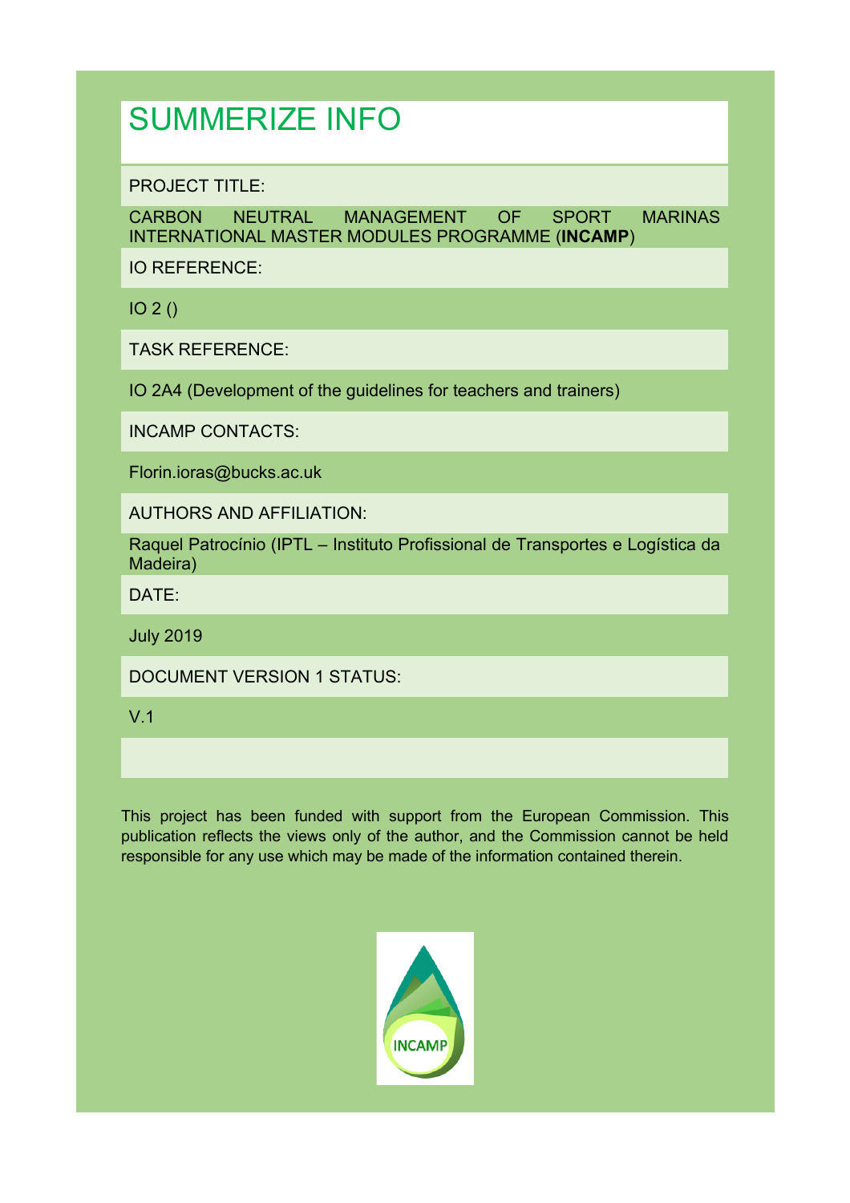# SUMMERIZE INFO

PROJECT TITLE:

CARBON NEUTRAL MANAGEMENT OF SPORT MARINAS INTERNATIONAL MASTER MODULES PROGRAMME (**INCAMP**)

IO REFERENCE:

IO 2 ()

TASK REFERENCE:

IO 2A4 (Development of the guidelines for teachers and trainers)

INCAMP CONTACTS:

Florin.ioras@bucks.ac.uk

AUTHORS AND AFFILIATION:

Raquel Patrocínio (IPTL – Instituto Profissional de Transportes e Logística da Madeira)

DATE:

July 2019

DOCUMENT VERSION 1 STATUS:

V.1

This project has been funded with support from the European Commission. This publication reflects the views only of the author, and the Commission cannot be held responsible for any use which may be made of the information contained therein.

INCAMP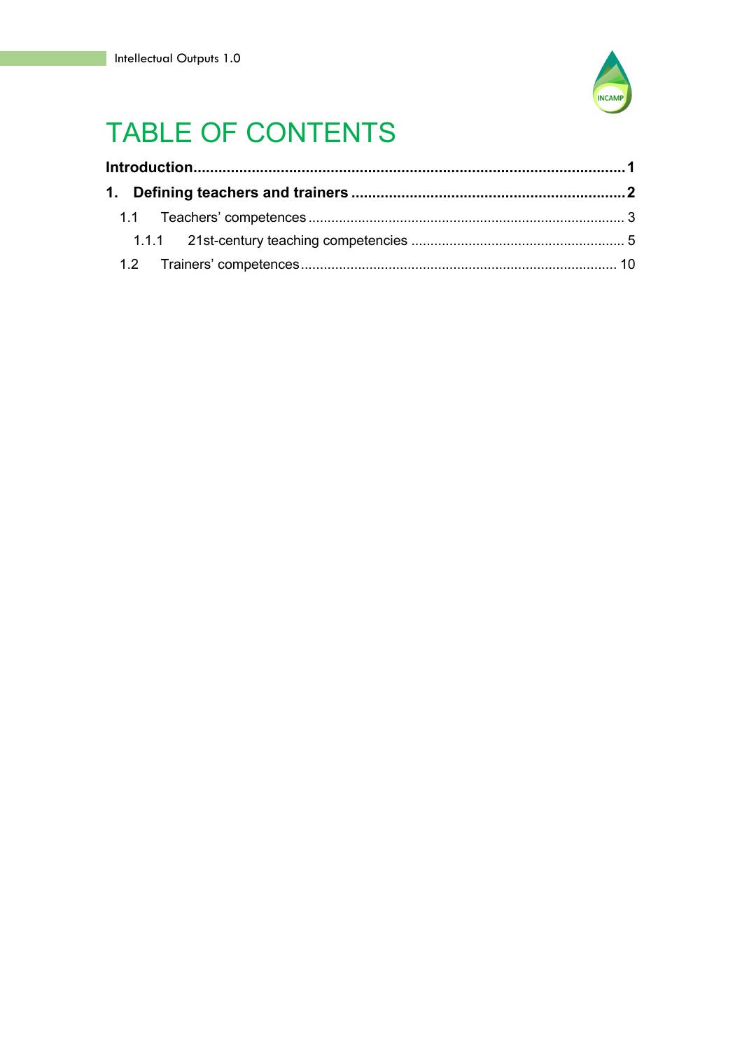# TABLE OF CONTENTS

**Introduction......................................................................................................1**

**1. Defining teachers and trainers ..................................................................2**

1.1 Teachers' competences .................................................................................. 3

1.1.1 21st-century teaching competencies ....................................................... 5

1.2 Trainers' competences .................................................................................. 10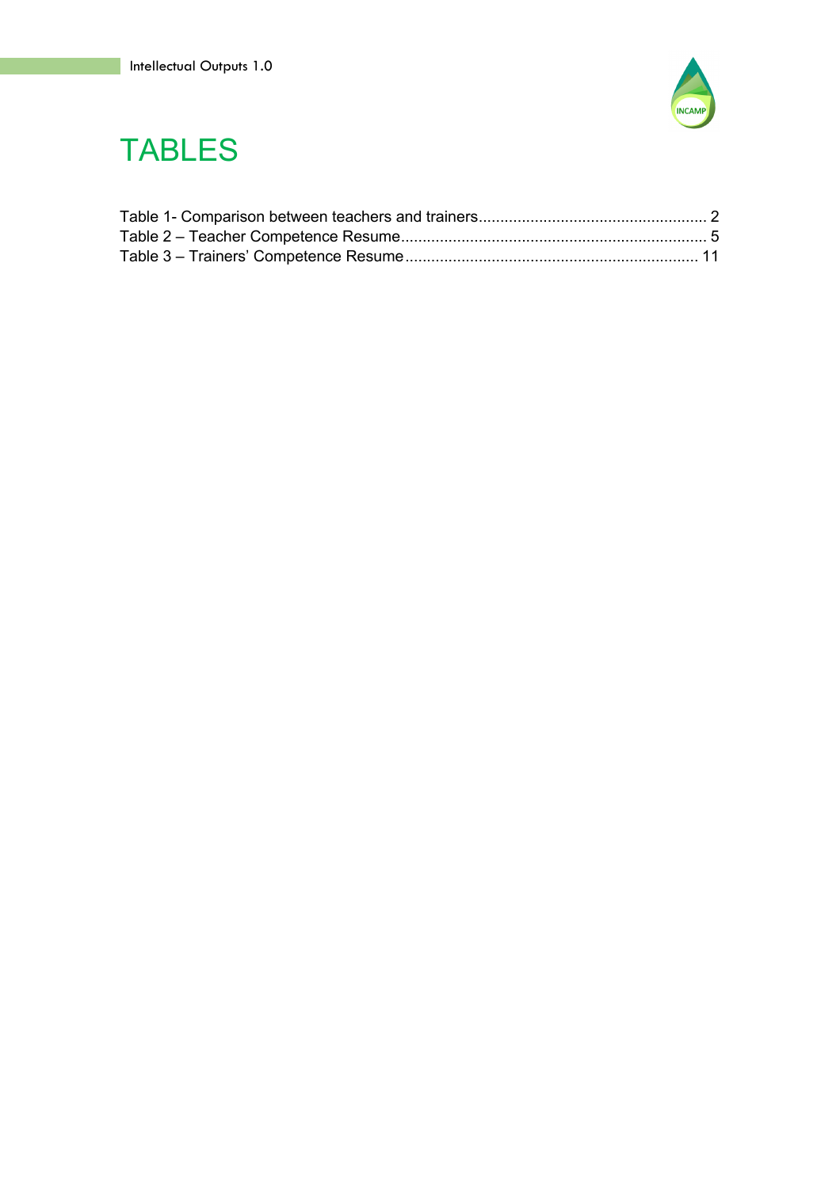# TABLES

Table 1- Comparison between teachers and trainers.................................................... 2
Table 2 – Teacher Competence Resume...................................................................... 5
Table 3 – Trainers' Competence Resume.................................................................. 11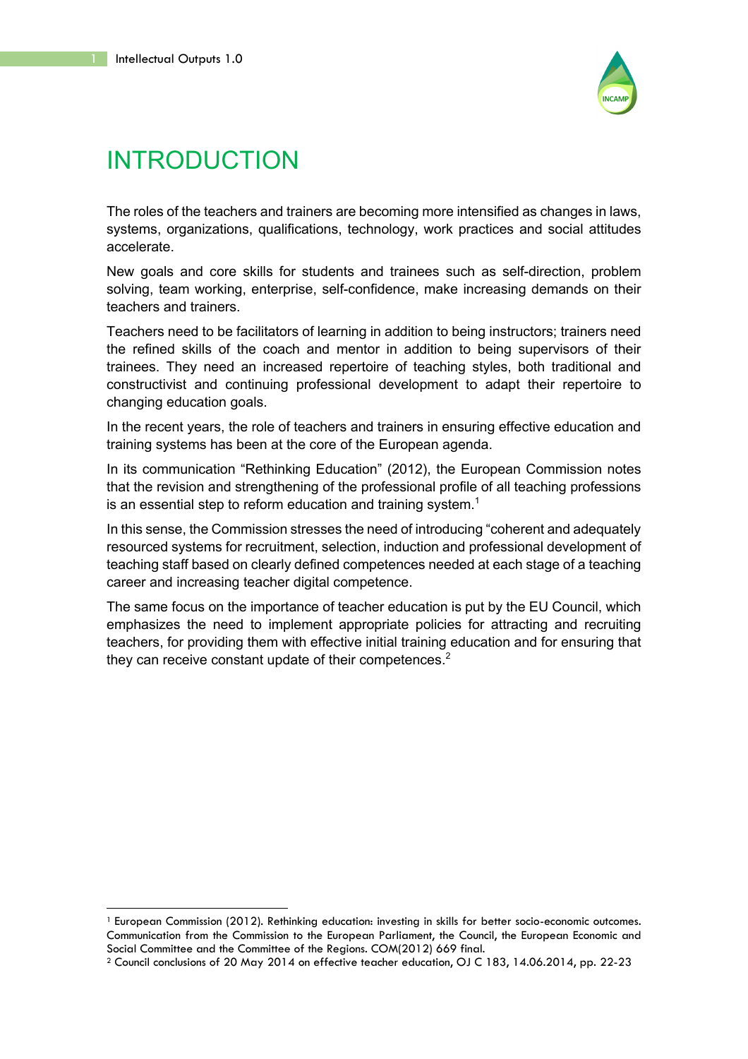# INTRODUCTION

The roles of the teachers and trainers are becoming more intensified as changes in laws, systems, organizations, qualifications, technology, work practices and social attitudes accelerate.

New goals and core skills for students and trainees such as self-direction, problem solving, team working, enterprise, self-confidence, make increasing demands on their teachers and trainers.

Teachers need to be facilitators of learning in addition to being instructors; trainers need the refined skills of the coach and mentor in addition to being supervisors of their trainees. They need an increased repertoire of teaching styles, both traditional and constructivist and continuing professional development to adapt their repertoire to changing education goals.

In the recent years, the role of teachers and trainers in ensuring effective education and training systems has been at the core of the European agenda.

In its communication "Rethinking Education" (2012), the European Commission notes that the revision and strengthening of the professional profile of all teaching professions is an essential step to reform education and training system.[1]

In this sense, the Commission stresses the need of introducing "coherent and adequately resourced systems for recruitment, selection, induction and professional development of teaching staff based on clearly defined competences needed at each stage of a teaching career and increasing teacher digital competence.

The same focus on the importance of teacher education is put by the EU Council, which emphasizes the need to implement appropriate policies for attracting and recruiting teachers, for providing them with effective initial training education and for ensuring that they can receive constant update of their competences.[2]

---

[1] European Commission (2012). Rethinking education: investing in skills for better socio-economic outcomes. Communication from the Commission to the European Parliament, the Council, the European Economic and Social Committee and the Committee of the Regions. COM(2012) 669 final.

[2] Council conclusions of 20 May 2014 on effective teacher education, OJ C 183, 14.06.2014, pp. 22-23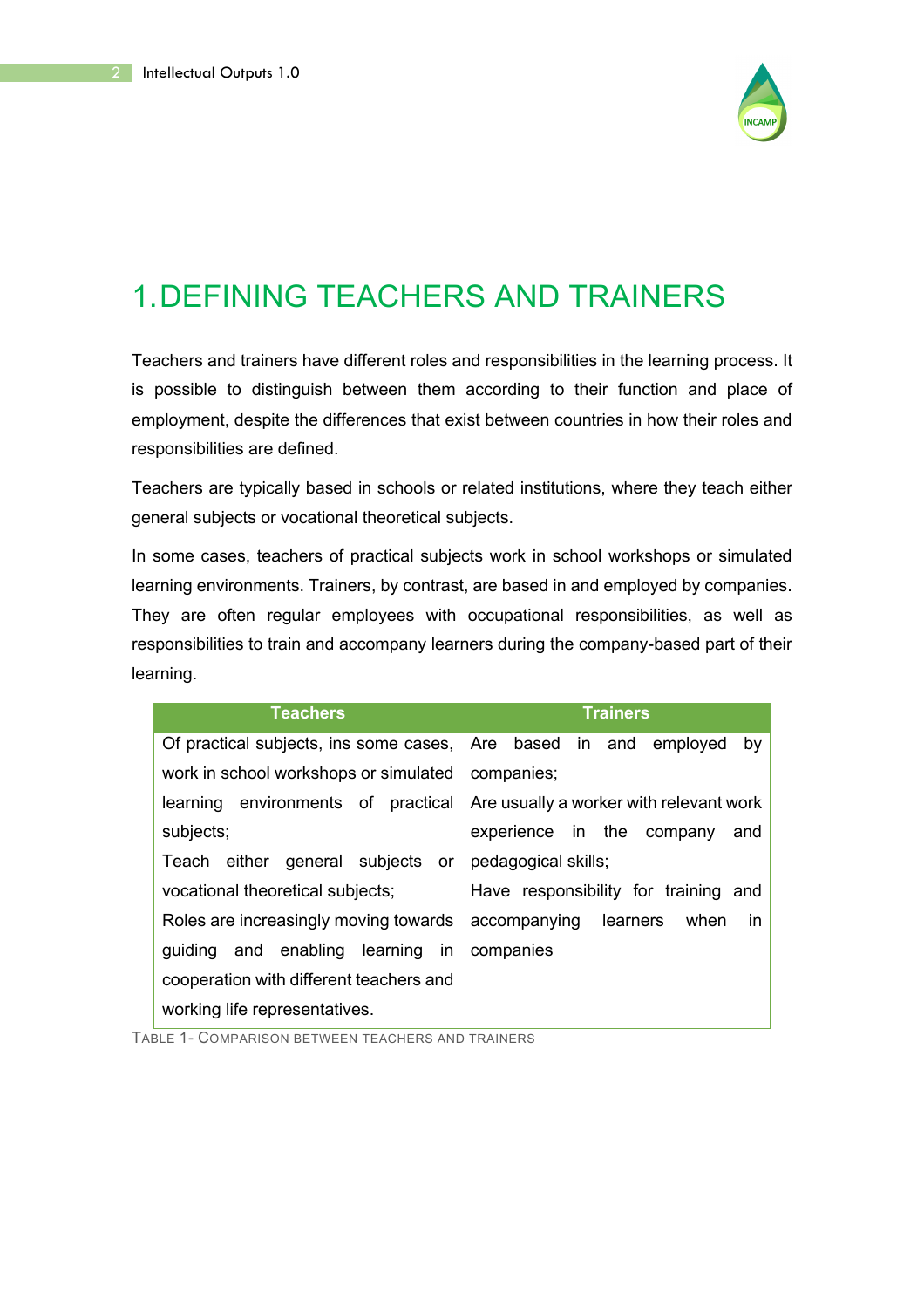# 1. DEFINING TEACHERS AND TRAINERS

Teachers and trainers have different roles and responsibilities in the learning process. It is possible to distinguish between them according to their function and place of employment, despite the differences that exist between countries in how their roles and responsibilities are defined.

Teachers are typically based in schools or related institutions, where they teach either general subjects or vocational theoretical subjects.

In some cases, teachers of practical subjects work in school workshops or simulated learning environments. Trainers, by contrast, are based in and employed by companies. They are often regular employees with occupational responsibilities, as well as responsibilities to train and accompany learners during the company-based part of their learning.

| Teachers | Trainers |
| --- | --- |
| Of practical subjects, ins some cases, work in school workshops or simulated learning environments of practical subjects;<br>Teach either general subjects or vocational theoretical subjects;<br>Roles are increasingly moving towards guiding and enabling learning in cooperation with different teachers and working life representatives. | Are based in and employed by companies;<br>Are usually a worker with relevant work experience in the company and pedagogical skills;<br>Have responsibility for training and accompanying learners when in companies |

TABLE 1- COMPARISON BETWEEN TEACHERS AND TRAINERS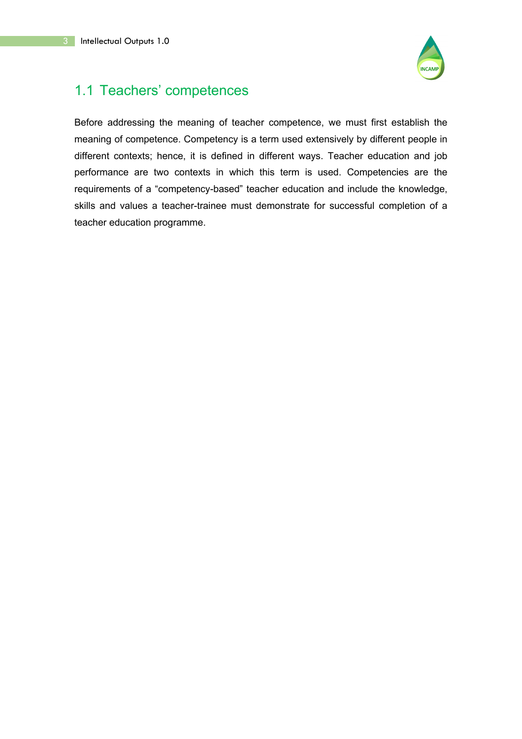## 1.1 Teachers' competences

Before addressing the meaning of teacher competence, we must first establish the meaning of competence. Competency is a term used extensively by different people in different contexts; hence, it is defined in different ways. Teacher education and job performance are two contexts in which this term is used. Competencies are the requirements of a "competency-based" teacher education and include the knowledge, skills and values a teacher-trainee must demonstrate for successful completion of a teacher education programme.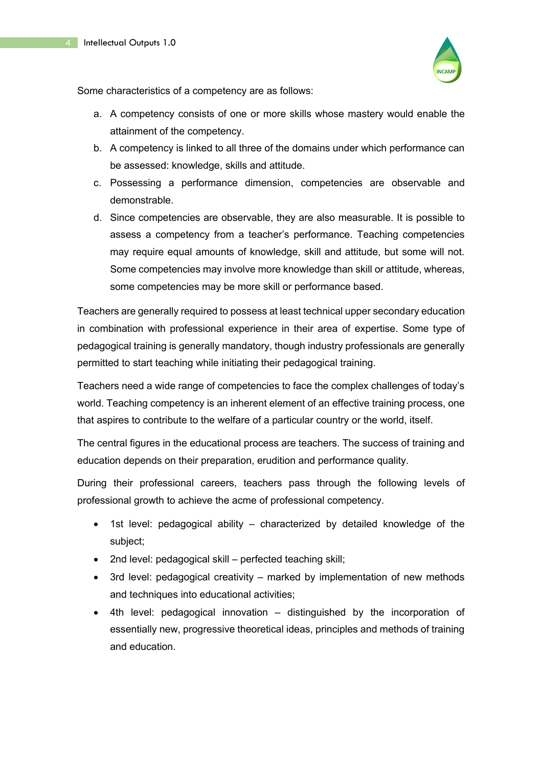Some characteristics of a competency are as follows:

a. A competency consists of one or more skills whose mastery would enable the attainment of the competency.
b. A competency is linked to all three of the domains under which performance can be assessed: knowledge, skills and attitude.
c. Possessing a performance dimension, competencies are observable and demonstrable.
d. Since competencies are observable, they are also measurable. It is possible to assess a competency from a teacher's performance. Teaching competencies may require equal amounts of knowledge, skill and attitude, but some will not. Some competencies may involve more knowledge than skill or attitude, whereas, some competencies may be more skill or performance based.

Teachers are generally required to possess at least technical upper secondary education in combination with professional experience in their area of expertise. Some type of pedagogical training is generally mandatory, though industry professionals are generally permitted to start teaching while initiating their pedagogical training.

Teachers need a wide range of competencies to face the complex challenges of today's world. Teaching competency is an inherent element of an effective training process, one that aspires to contribute to the welfare of a particular country or the world, itself.

The central figures in the educational process are teachers. The success of training and education depends on their preparation, erudition and performance quality.

During their professional careers, teachers pass through the following levels of professional growth to achieve the acme of professional competency.

- 1st level: pedagogical ability – characterized by detailed knowledge of the subject;
- 2nd level: pedagogical skill – perfected teaching skill;
- 3rd level: pedagogical creativity – marked by implementation of new methods and techniques into educational activities;
- 4th level: pedagogical innovation – distinguished by the incorporation of essentially new, progressive theoretical ideas, principles and methods of training and education.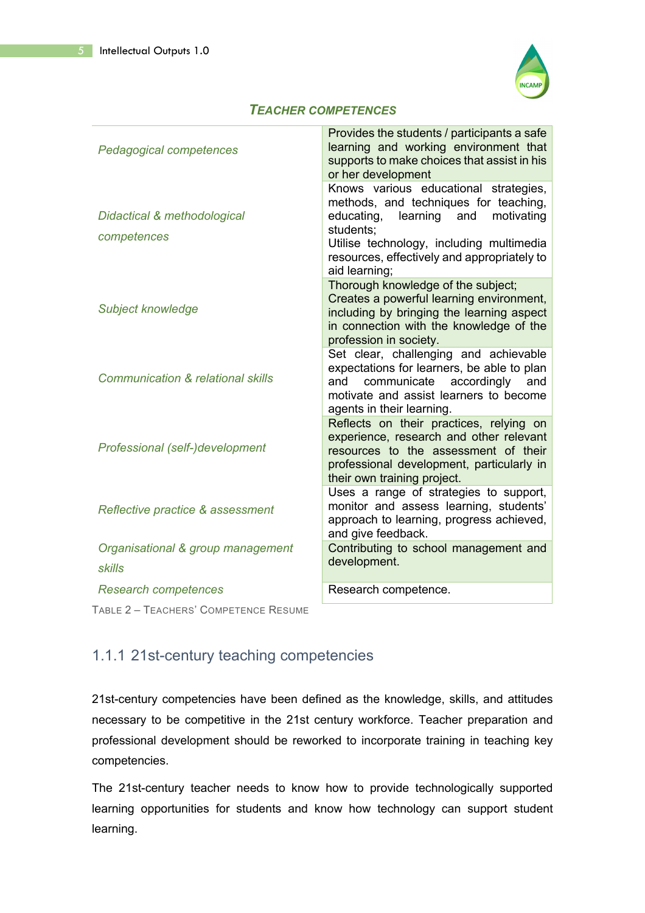### *Teacher competences*

| | |
|---|---|
| *Pedagogical competences* | Provides the students / participants a safe learning and working environment that supports to make choices that assist in his or her development |
| *Didactical & methodological competences* | Knows various educational strategies, methods, and techniques for teaching, educating, learning and motivating students;<br>Utilise technology, including multimedia resources, effectively and appropriately to aid learning; |
| *Subject knowledge* | Thorough knowledge of the subject;<br>Creates a powerful learning environment, including by bringing the learning aspect in connection with the knowledge of the profession in society. |
| *Communication & relational skills* | Set clear, challenging and achievable expectations for learners, be able to plan and communicate accordingly and motivate and assist learners to become agents in their learning. |
| *Professional (self-)development* | Reflects on their practices, relying on experience, research and other relevant resources to the assessment of their professional development, particularly in their own training project. |
| *Reflective practice & assessment* | Uses a range of strategies to support, monitor and assess learning, students' approach to learning, progress achieved, and give feedback. |
| *Organisational & group management skills* | Contributing to school management and development. |
| *Research competences* | Research competence. |

Table 2 – Teachers' Competence Resume

### 1.1.1 21st-century teaching competencies

21st-century competencies have been defined as the knowledge, skills, and attitudes necessary to be competitive in the 21st century workforce. Teacher preparation and professional development should be reworked to incorporate training in teaching key competencies.

The 21st-century teacher needs to know how to provide technologically supported learning opportunities for students and know how technology can support student learning.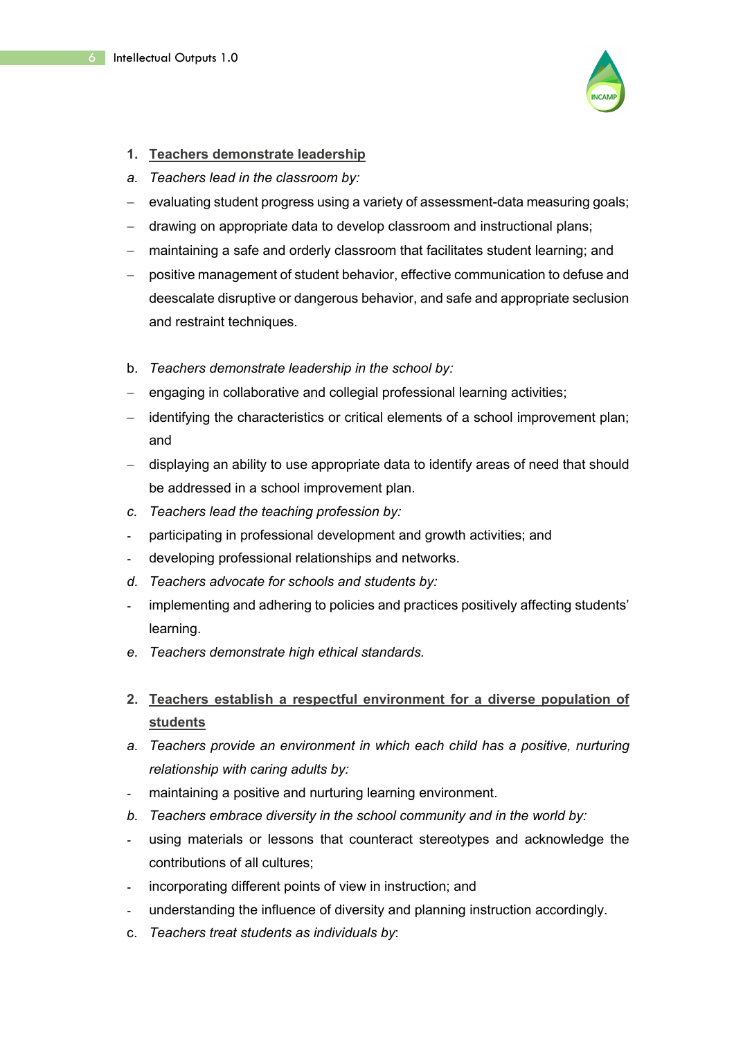1. **Teachers demonstrate leadership**

*a. Teachers lead in the classroom by:*

- evaluating student progress using a variety of assessment-data measuring goals;
- drawing on appropriate data to develop classroom and instructional plans;
- maintaining a safe and orderly classroom that facilitates student learning; and
- positive management of student behavior, effective communication to defuse and deescalate disruptive or dangerous behavior, and safe and appropriate seclusion and restraint techniques.

b. *Teachers demonstrate leadership in the school by:*

- engaging in collaborative and collegial professional learning activities;
- identifying the characteristics or critical elements of a school improvement plan; and
- displaying an ability to use appropriate data to identify areas of need that should be addressed in a school improvement plan.

*c. Teachers lead the teaching profession by:*

- participating in professional development and growth activities; and
- developing professional relationships and networks.

*d. Teachers advocate for schools and students by:*

- implementing and adhering to policies and practices positively affecting students' learning.

*e. Teachers demonstrate high ethical standards.*

2. **Teachers establish a respectful environment for a diverse population of students**

*a. Teachers provide an environment in which each child has a positive, nurturing relationship with caring adults by:*

- maintaining a positive and nurturing learning environment.

*b. Teachers embrace diversity in the school community and in the world by:*

- using materials or lessons that counteract stereotypes and acknowledge the contributions of all cultures;
- incorporating different points of view in instruction; and
- understanding the influence of diversity and planning instruction accordingly.

c. *Teachers treat students as individuals by*: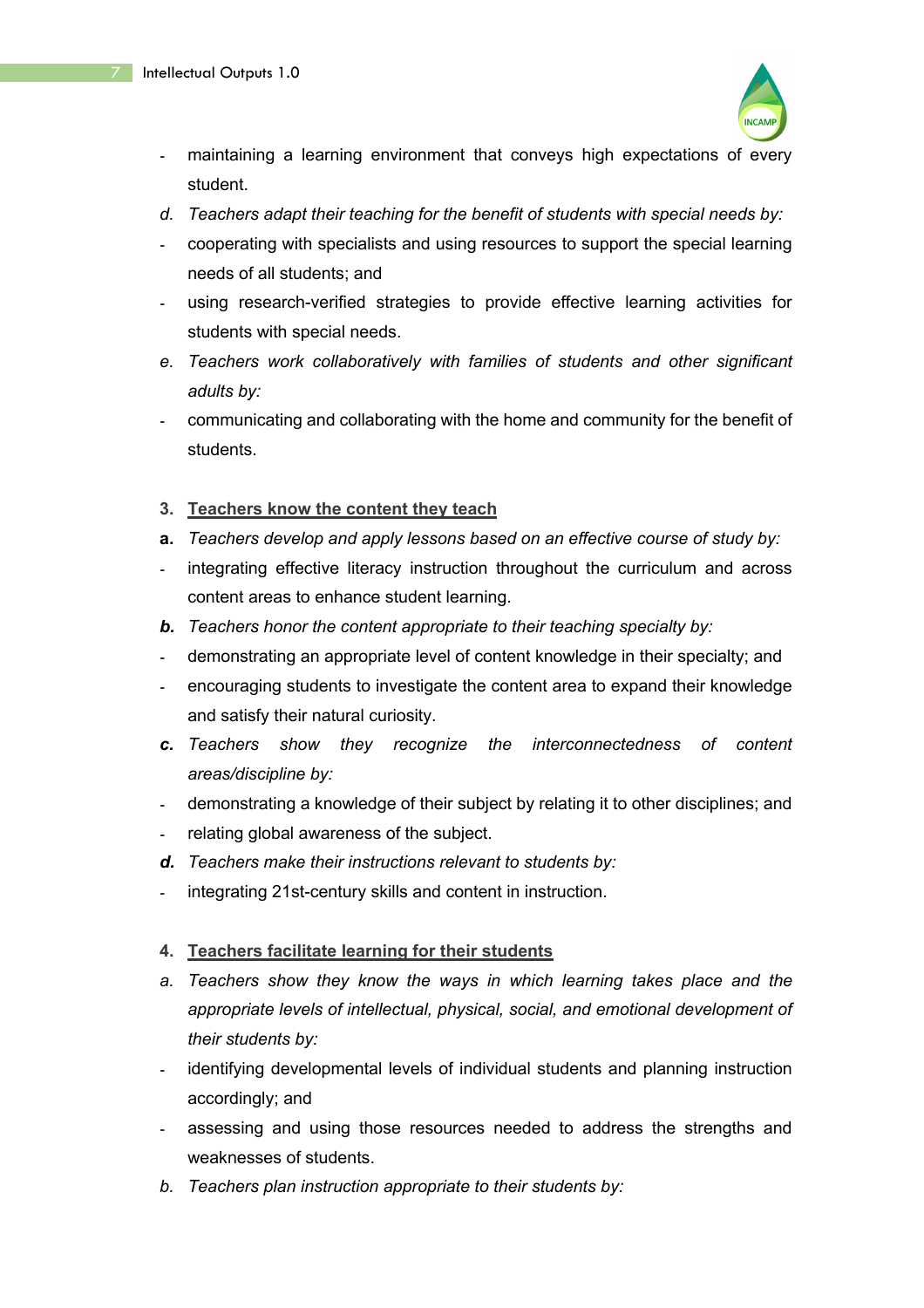- maintaining a learning environment that conveys high expectations of every student.

*d. Teachers adapt their teaching for the benefit of students with special needs by:*

- cooperating with specialists and using resources to support the special learning needs of all students; and
- using research-verified strategies to provide effective learning activities for students with special needs.

*e. Teachers work collaboratively with families of students and other significant adults by:*

- communicating and collaborating with the home and community for the benefit of students.

**3. <u>Teachers know the content they teach</u>**

**a.** *Teachers develop and apply lessons based on an effective course of study by:*

- integrating effective literacy instruction throughout the curriculum and across content areas to enhance student learning.

***b.*** *Teachers honor the content appropriate to their teaching specialty by:*

- demonstrating an appropriate level of content knowledge in their specialty; and
- encouraging students to investigate the content area to expand their knowledge and satisfy their natural curiosity.

***c.*** *Teachers show they recognize the interconnectedness of content areas/discipline by:*

- demonstrating a knowledge of their subject by relating it to other disciplines; and
- relating global awareness of the subject.

***d.*** *Teachers make their instructions relevant to students by:*

- integrating 21st-century skills and content in instruction.

**4. <u>Teachers facilitate learning for their students</u>**

*a. Teachers show they know the ways in which learning takes place and the appropriate levels of intellectual, physical, social, and emotional development of their students by:*

- identifying developmental levels of individual students and planning instruction accordingly; and
- assessing and using those resources needed to address the strengths and weaknesses of students.

*b. Teachers plan instruction appropriate to their students by:*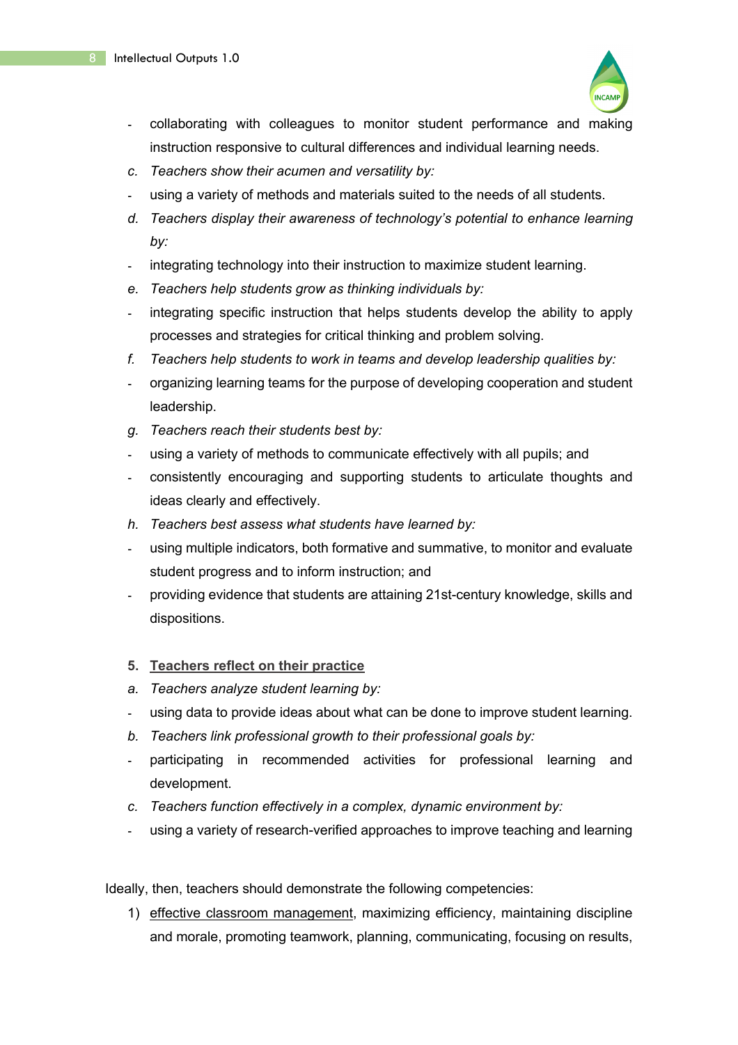- collaborating with colleagues to monitor student performance and making instruction responsive to cultural differences and individual learning needs.

c. *Teachers show their acumen and versatility by:*

- using a variety of methods and materials suited to the needs of all students.

d. *Teachers display their awareness of technology's potential to enhance learning by:*

- integrating technology into their instruction to maximize student learning.

e. *Teachers help students grow as thinking individuals by:*

- integrating specific instruction that helps students develop the ability to apply processes and strategies for critical thinking and problem solving.

f. *Teachers help students to work in teams and develop leadership qualities by:*

- organizing learning teams for the purpose of developing cooperation and student leadership.

g. *Teachers reach their students best by:*

- using a variety of methods to communicate effectively with all pupils; and
- consistently encouraging and supporting students to articulate thoughts and ideas clearly and effectively.

h. *Teachers best assess what students have learned by:*

- using multiple indicators, both formative and summative, to monitor and evaluate student progress and to inform instruction; and
- providing evidence that students are attaining 21st-century knowledge, skills and dispositions.

**5. <u>Teachers reflect on their practice</u>**

a. *Teachers analyze student learning by:*

- using data to provide ideas about what can be done to improve student learning.

b. *Teachers link professional growth to their professional goals by:*

- participating in recommended activities for professional learning and development.

c. *Teachers function effectively in a complex, dynamic environment by:*

- using a variety of research-verified approaches to improve teaching and learning

Ideally, then, teachers should demonstrate the following competencies:

1) <u>effective classroom management</u>, maximizing efficiency, maintaining discipline and morale, promoting teamwork, planning, communicating, focusing on results,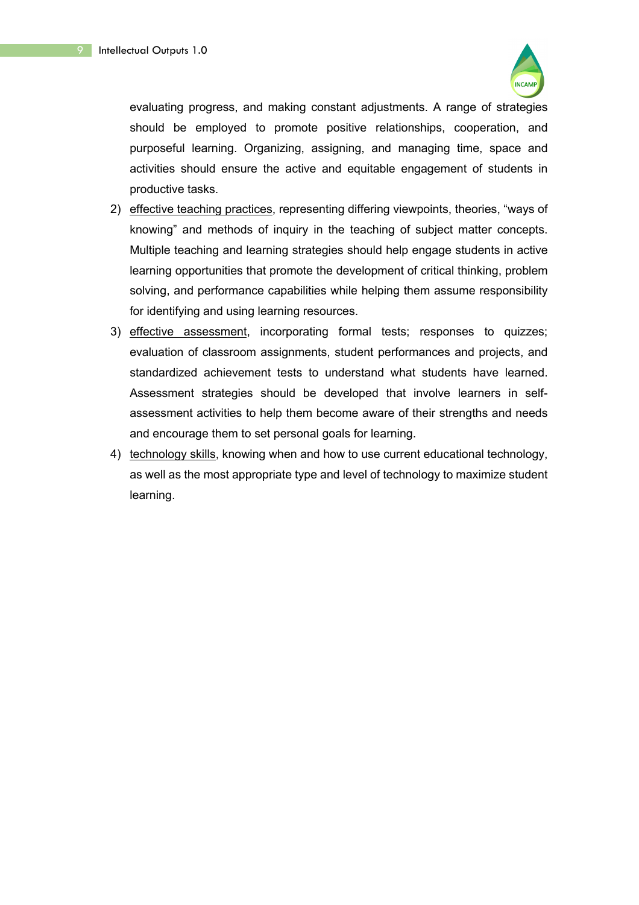evaluating progress, and making constant adjustments. A range of strategies should be employed to promote positive relationships, cooperation, and purposeful learning. Organizing, assigning, and managing time, space and activities should ensure the active and equitable engagement of students in productive tasks.

2) <u>effective teaching practices</u>, representing differing viewpoints, theories, "ways of knowing" and methods of inquiry in the teaching of subject matter concepts. Multiple teaching and learning strategies should help engage students in active learning opportunities that promote the development of critical thinking, problem solving, and performance capabilities while helping them assume responsibility for identifying and using learning resources.
3) <u>effective assessment</u>, incorporating formal tests; responses to quizzes; evaluation of classroom assignments, student performances and projects, and standardized achievement tests to understand what students have learned. Assessment strategies should be developed that involve learners in self-assessment activities to help them become aware of their strengths and needs and encourage them to set personal goals for learning.
4) <u>technology skills</u>, knowing when and how to use current educational technology, as well as the most appropriate type and level of technology to maximize student learning.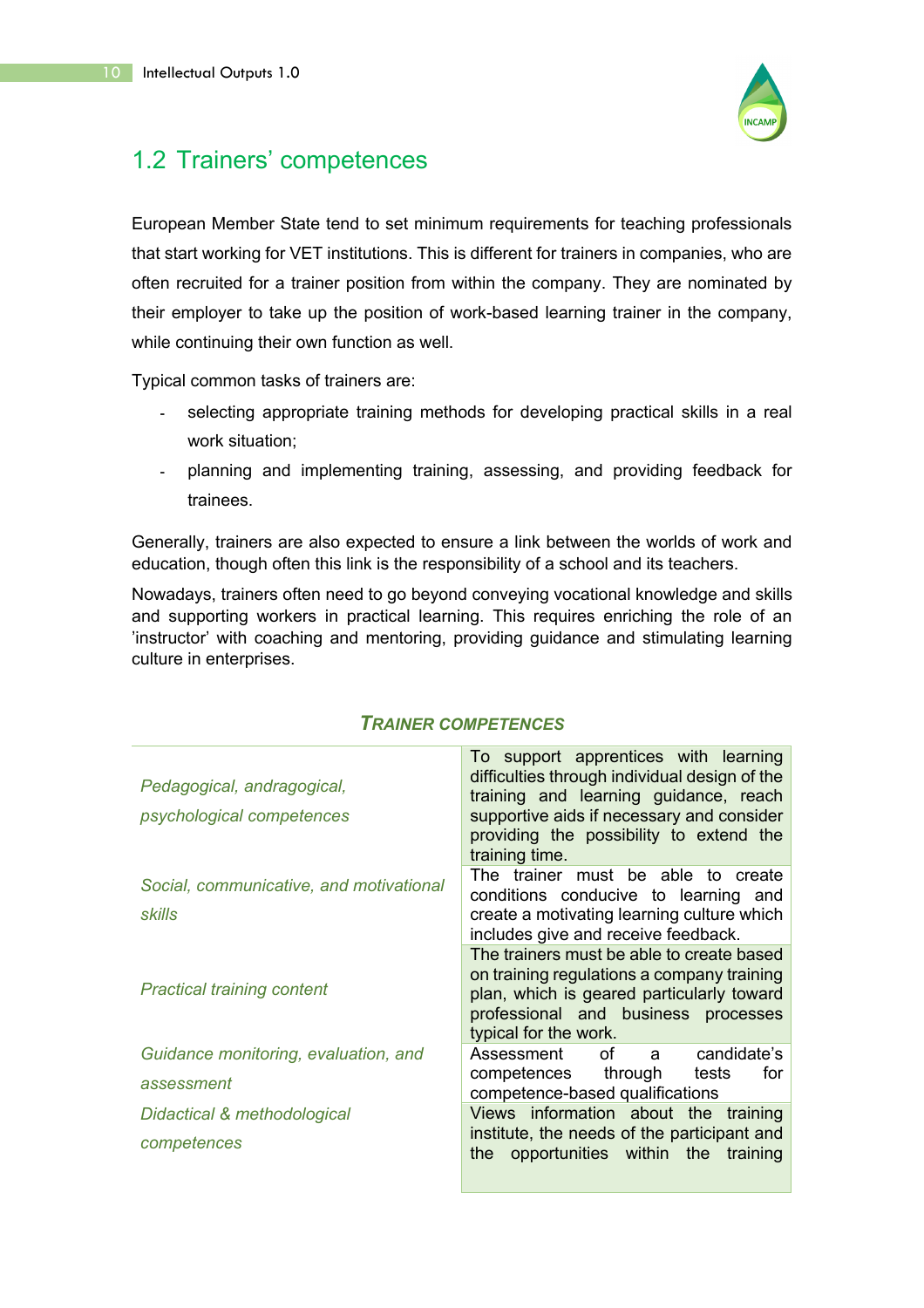## 1.2 Trainers' competences

European Member State tend to set minimum requirements for teaching professionals that start working for VET institutions. This is different for trainers in companies, who are often recruited for a trainer position from within the company. They are nominated by their employer to take up the position of work-based learning trainer in the company, while continuing their own function as well.

Typical common tasks of trainers are:

- selecting appropriate training methods for developing practical skills in a real work situation;
- planning and implementing training, assessing, and providing feedback for trainees.

Generally, trainers are also expected to ensure a link between the worlds of work and education, though often this link is the responsibility of a school and its teachers.

Nowadays, trainers often need to go beyond conveying vocational knowledge and skills and supporting workers in practical learning. This requires enriching the role of an 'instructor' with coaching and mentoring, providing guidance and stimulating learning culture in enterprises.

***TRAINER COMPETENCES***

| | |
|---|---|
| *Pedagogical, andragogical, psychological competences* | To support apprentices with learning difficulties through individual design of the training and learning guidance, reach supportive aids if necessary and consider providing the possibility to extend the training time. |
| *Social, communicative, and motivational skills* | The trainer must be able to create conditions conducive to learning and create a motivating learning culture which includes give and receive feedback. |
| *Practical training content* | The trainers must be able to create based on training regulations a company training plan, which is geared particularly toward professional and business processes typical for the work. |
| *Guidance monitoring, evaluation, and assessment* | Assessment of a candidate's competences through tests for competence-based qualifications |
| *Didactical & methodological competences* | Views information about the training institute, the needs of the participant and the opportunities within the training |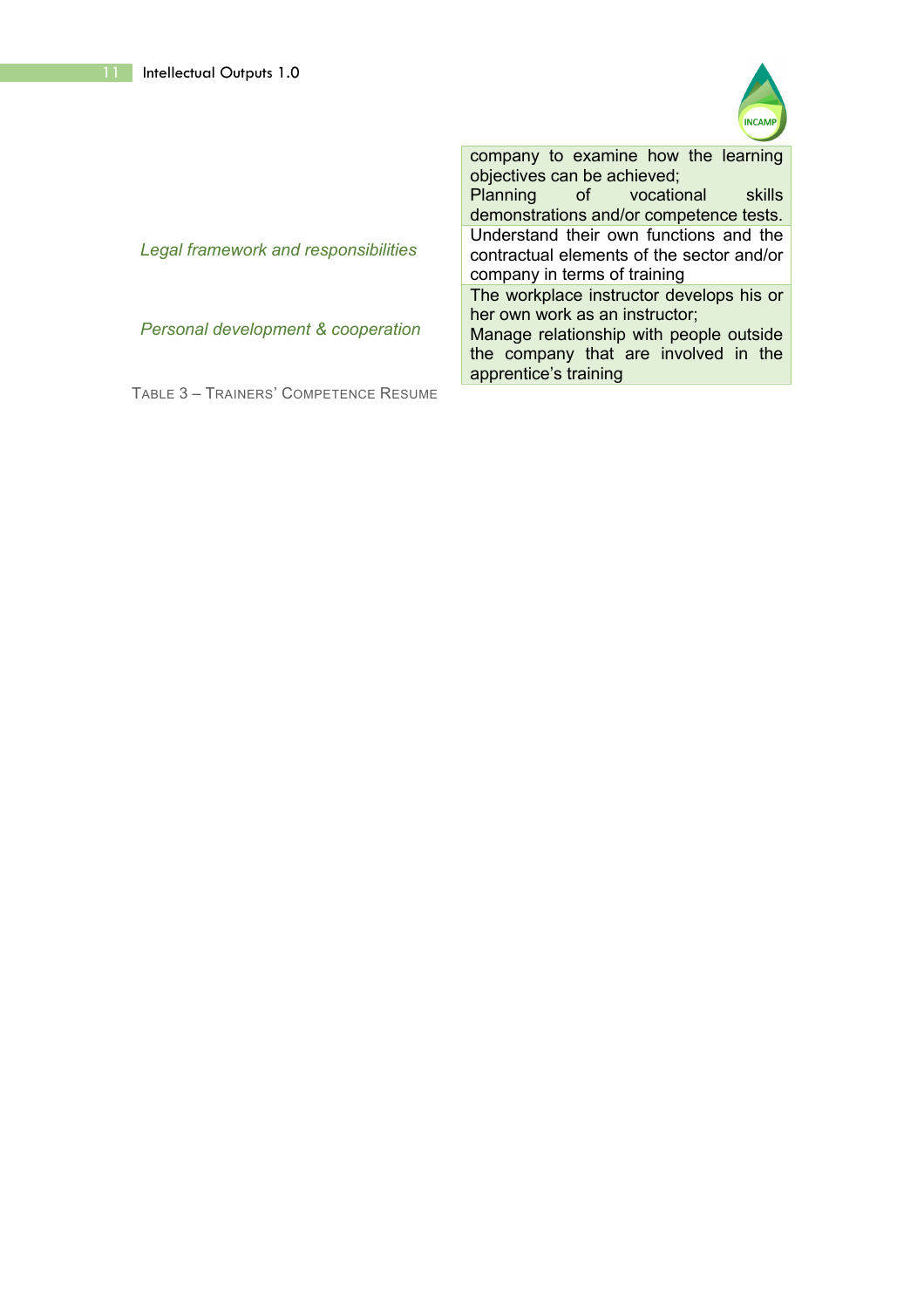| | |
|---|---|
| | company to examine how the learning objectives can be achieved; Planning of vocational skills demonstrations and/or competence tests. |
| *Legal framework and responsibilities* | Understand their own functions and the contractual elements of the sector and/or company in terms of training |
| *Personal development & cooperation* | The workplace instructor develops his or her own work as an instructor; Manage relationship with people outside the company that are involved in the apprentice's training |

TABLE 3 – TRAINERS' COMPETENCE RESUME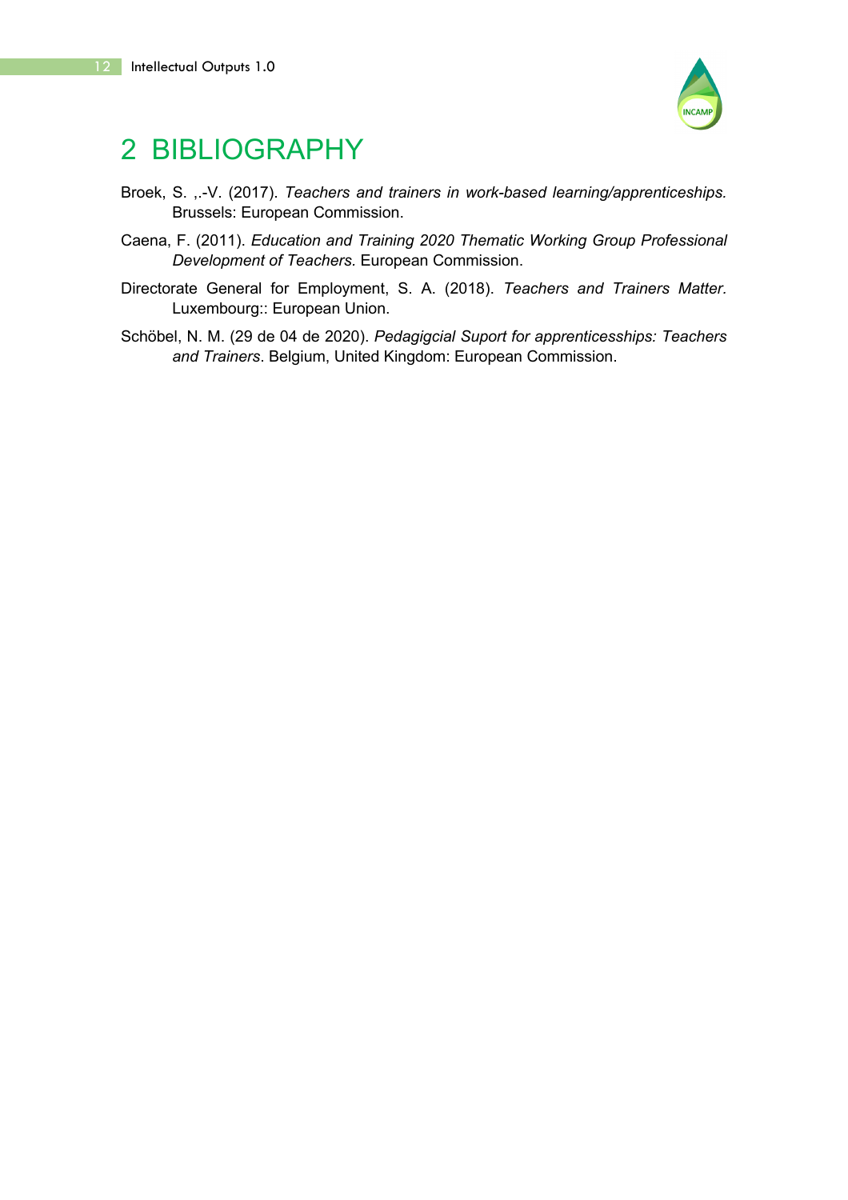# 2 BIBLIOGRAPHY

Broek, S. ,.-V. (2017). *Teachers and trainers in work-based learning/apprenticeships.* Brussels: European Commission.

Caena, F. (2011). *Education and Training 2020 Thematic Working Group Professional Development of Teachers.* European Commission.

Directorate General for Employment, S. A. (2018). *Teachers and Trainers Matter*. Luxembourg:: European Union.

Schöbel, N. M. (29 de 04 de 2020). *Pedagigcial Suport for apprenticesships: Teachers and Trainers*. Belgium, United Kingdom: European Commission.